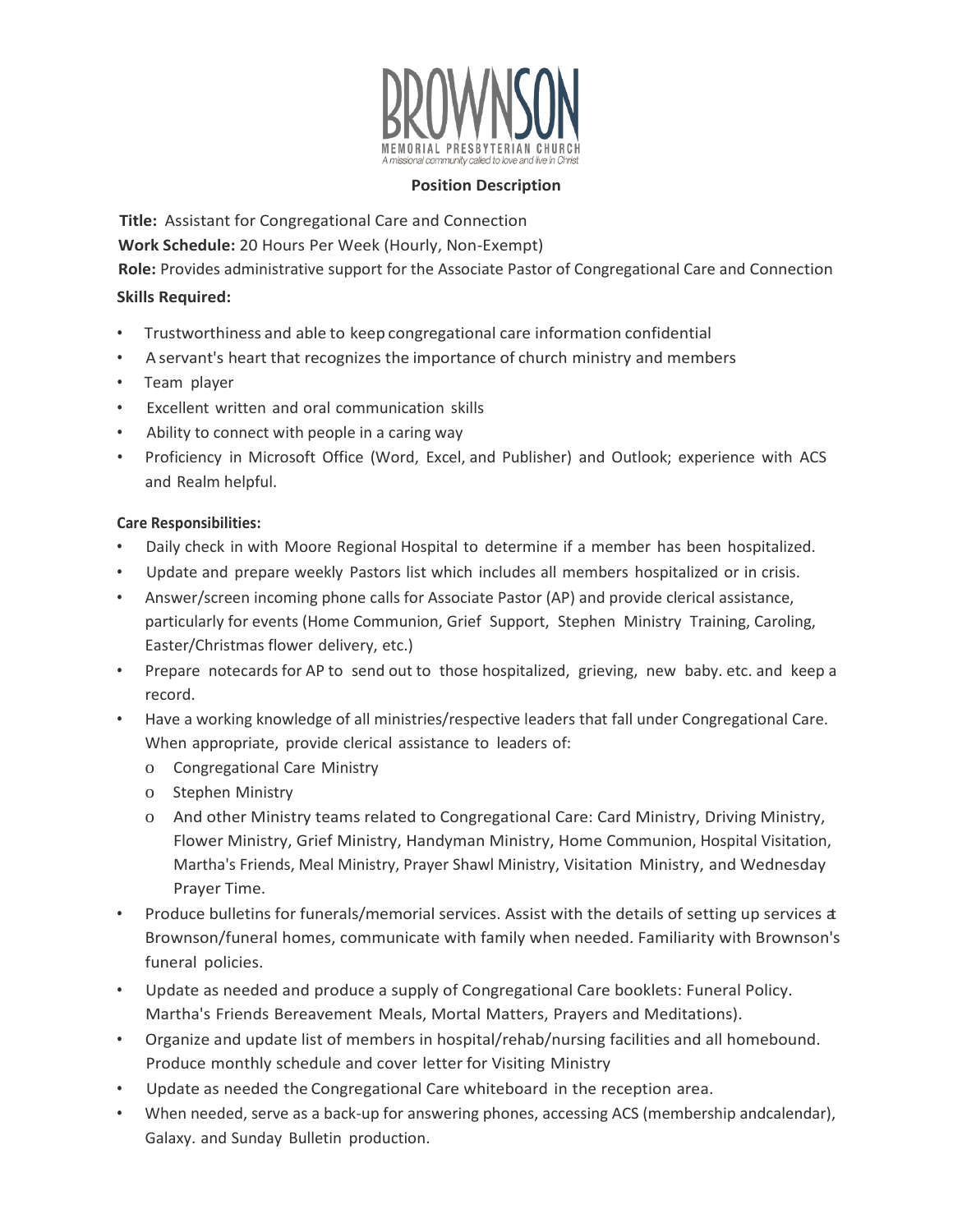BROWNSON

MEMORIAL PRESBYTERIAN CHURCH

*A missional community called to love and live in Christ*

## Position Description

**Title:** Assistant for Congregational Care and Connection

**Work Schedule:** 20 Hours Per Week (Hourly, Non-Exempt)

**Role:** Provides administrative support for the Associate Pastor of Congregational Care and Connection

**Skills Required:**

- Trustworthiness and able to keep congregational care information confidential
- A servant's heart that recognizes the importance of church ministry and members
- Team player
- Excellent written and oral communication skills
- Ability to connect with people in a caring way
- Proficiency in Microsoft Office (Word, Excel, and Publisher) and Outlook; experience with ACS and Realm helpful.

**Care Responsibilities:**

- Daily check in with Moore Regional Hospital to determine if a member has been hospitalized.
- Update and prepare weekly Pastors list which includes all members hospitalized or in crisis.
- Answer/screen incoming phone calls for Associate Pastor (AP) and provide clerical assistance, particularly for events (Home Communion, Grief Support, Stephen Ministry Training, Caroling, Easter/Christmas flower delivery, etc.)
- Prepare notecards for AP to send out to those hospitalized, grieving, new baby. etc. and keep a record.
- Have a working knowledge of all ministries/respective leaders that fall under Congregational Care. When appropriate, provide clerical assistance to leaders of:
  - Congregational Care Ministry
  - Stephen Ministry
  - And other Ministry teams related to Congregational Care: Card Ministry, Driving Ministry, Flower Ministry, Grief Ministry, Handyman Ministry, Home Communion, Hospital Visitation, Martha's Friends, Meal Ministry, Prayer Shawl Ministry, Visitation Ministry, and Wednesday Prayer Time.
- Produce bulletins for funerals/memorial services. Assist with the details of setting up services at Brownson/funeral homes, communicate with family when needed. Familiarity with Brownson's funeral policies.
- Update as needed and produce a supply of Congregational Care booklets: Funeral Policy. Martha's Friends Bereavement Meals, Mortal Matters, Prayers and Meditations).
- Organize and update list of members in hospital/rehab/nursing facilities and all homebound. Produce monthly schedule and cover letter for Visiting Ministry
- Update as needed the Congregational Care whiteboard in the reception area.
- When needed, serve as a back-up for answering phones, accessing ACS (membership andcalendar), Galaxy. and Sunday Bulletin production.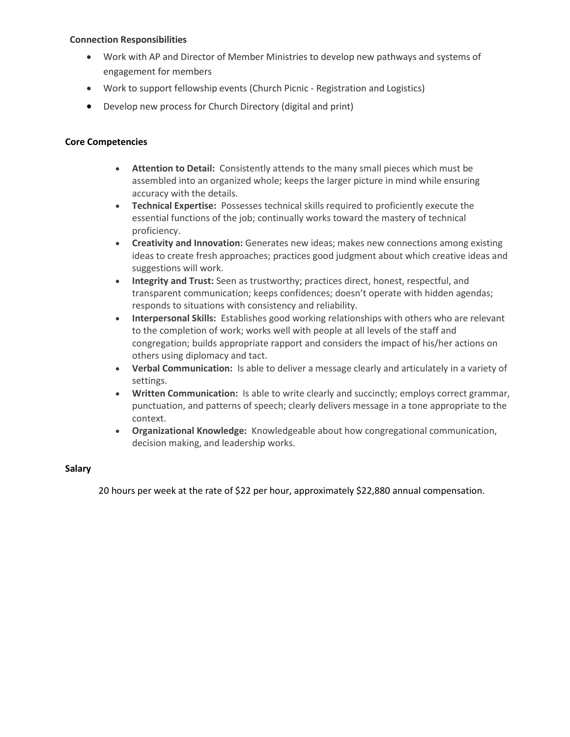**Connection Responsibilities**

- Work with AP and Director of Member Ministries to develop new pathways and systems of engagement for members
- Work to support fellowship events (Church Picnic - Registration and Logistics)
- Develop new process for Church Directory (digital and print)

**Core Competencies**

- **Attention to Detail:** Consistently attends to the many small pieces which must be assembled into an organized whole; keeps the larger picture in mind while ensuring accuracy with the details.
- **Technical Expertise:** Possesses technical skills required to proficiently execute the essential functions of the job; continually works toward the mastery of technical proficiency.
- **Creativity and Innovation:** Generates new ideas; makes new connections among existing ideas to create fresh approaches; practices good judgment about which creative ideas and suggestions will work.
- **Integrity and Trust:** Seen as trustworthy; practices direct, honest, respectful, and transparent communication; keeps confidences; doesn't operate with hidden agendas; responds to situations with consistency and reliability.
- **Interpersonal Skills:** Establishes good working relationships with others who are relevant to the completion of work; works well with people at all levels of the staff and congregation; builds appropriate rapport and considers the impact of his/her actions on others using diplomacy and tact.
- **Verbal Communication:** Is able to deliver a message clearly and articulately in a variety of settings.
- **Written Communication:** Is able to write clearly and succinctly; employs correct grammar, punctuation, and patterns of speech; clearly delivers message in a tone appropriate to the context.
- **Organizational Knowledge:** Knowledgeable about how congregational communication, decision making, and leadership works.

**Salary**

20 hours per week at the rate of $22 per hour, approximately $22,880 annual compensation.